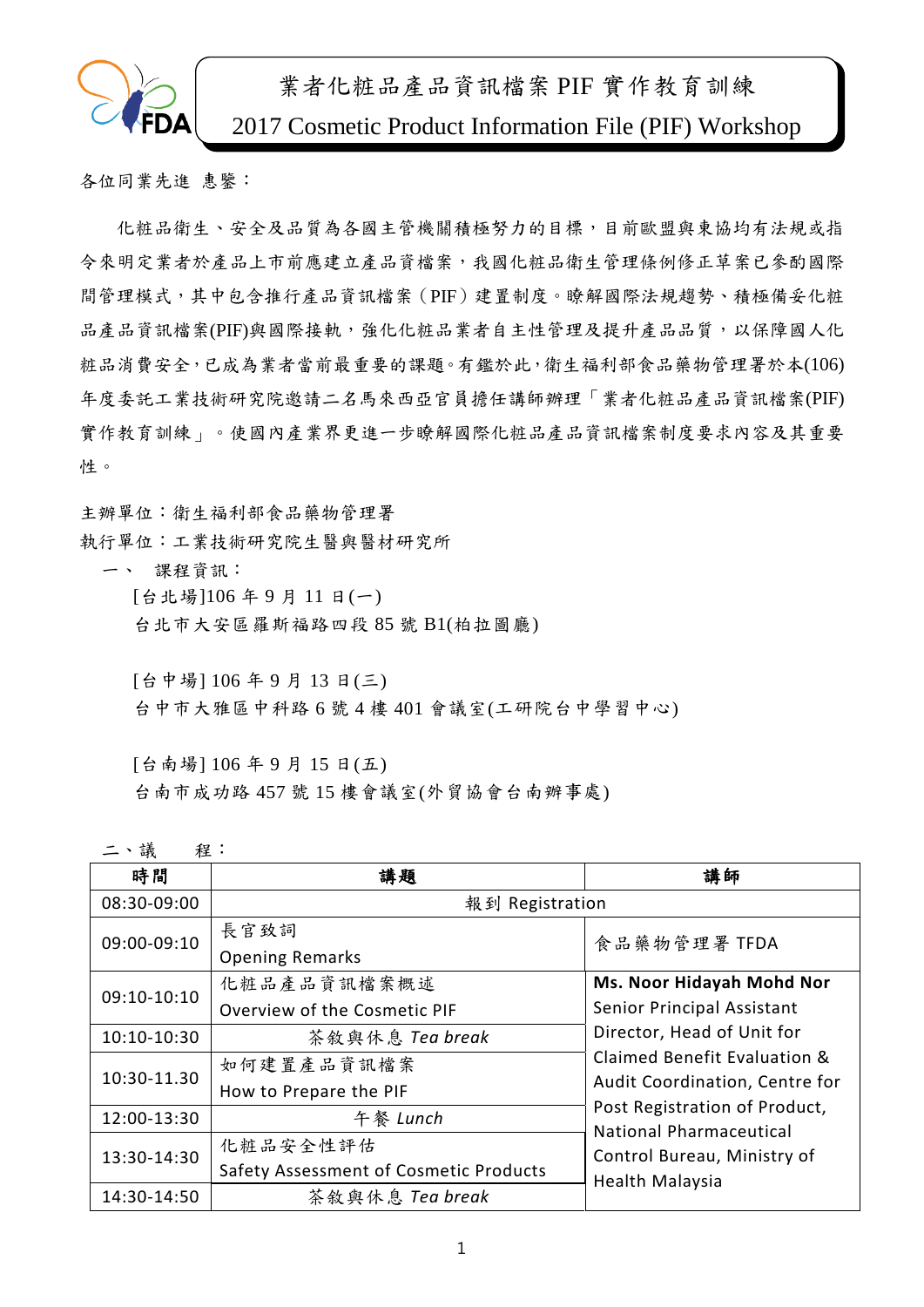# 業者化粧品產品資訊檔案 PIF 實作教育訓練

## 2017 Cosmetic Product Information File (PIF) Workshop

各位同業先進 惠鑒：

化粧品衛生、安全及品質為各國主管機關積極努力的目標，目前歐盟與東協均有法規或指令來明定業者於產品上市前應建立產品資檔案，我國化粧品衛生管理條例修正草案已參酌國際間管理模式，其中包含推行產品資訊檔案（PIF）建置制度。瞭解國際法規趨勢、積極備妥化粧品產品資訊檔案(PIF)與國際接軌，強化化粧品業者自主性管理及提升產品品質，以保障國人化粧品消費安全，已成為業者當前最重要的課題。有鑑於此，衛生福利部食品藥物管理署於本(106)年度委託工業技術研究院邀請二名馬來西亞官員擔任講師辦理「業者化粧品產品資訊檔案(PIF)實作教育訓練」。使國內產業界更進一步瞭解國際化粧品產品資訊檔案制度要求內容及其重要性。

主辦單位：衛生福利部食品藥物管理署
執行單位：工業技術研究院生醫與醫材研究所

一、 課程資訊：

[台北場]106 年 9 月 11 日(一)
台北市大安區羅斯福路四段 85 號 B1(柏拉圖廳)

[台中場] 106 年 9 月 13 日(三)
台中市大雅區中科路 6 號 4 樓 401 會議室(工研院台中學習中心)

[台南場] 106 年 9 月 15 日(五)
台南市成功路 457 號 15 樓會議室(外貿協會台南辦事處)

二、議　　程：

| 時間 | 講題 | 講師 |
|---|---|---|
| 08:30-09:00 | 報到 Registration | |
| 09:00-09:10 | 長官致詞<br>Opening Remarks | 食品藥物管理署 TFDA |
| 09:10-10:10 | 化粧品產品資訊檔案概述<br>Overview of the Cosmetic PIF | **Ms. Noor Hidayah Mohd Nor**<br>Senior Principal Assistant Director, Head of Unit for Claimed Benefit Evaluation & Audit Coordination, Centre for Post Registration of Product, National Pharmaceutical Control Bureau, Ministry of Health Malaysia |
| 10:10-10:30 | 茶敘與休息 *Tea break* | |
| 10:30-11.30 | 如何建置產品資訊檔案<br>How to Prepare the PIF | |
| 12:00-13:30 | 午餐 *Lunch* | |
| 13:30-14:30 | 化粧品安全性評估<br>Safety Assessment of Cosmetic Products | |
| 14:30-14:50 | 茶敘與休息 *Tea break* | |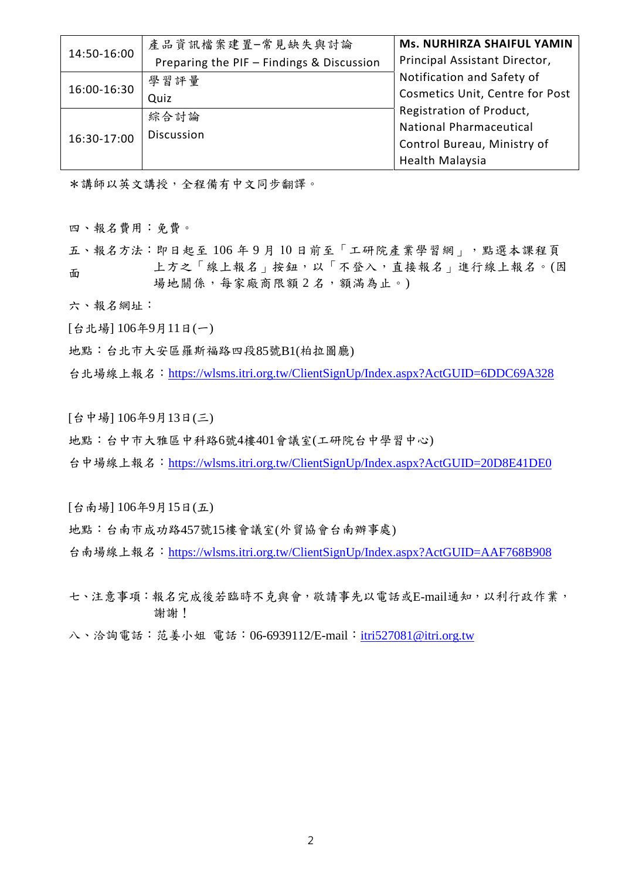| | | |
|---|---|---|
| 14:50-16:00 | 產品資訊檔案建置–常見缺失與討論<br>Preparing the PIF – Findings & Discussion | **Ms. NURHIRZA SHAIFUL YAMIN**<br>Principal Assistant Director, Notification and Safety of Cosmetics Unit, Centre for Post Registration of Product, National Pharmaceutical Control Bureau, Ministry of Health Malaysia |
| 16:00-16:30 | 學習評量<br>Quiz | |
| 16:30-17:00 | 綜合討論<br>Discussion | |

*講師以英文講授，全程備有中文同步翻譯。

四、報名費用：免費。

五、報名方法：即日起至 106 年 9 月 10 日前至「工研院產業學習網」，點選本課程頁面上方之「線上報名」按鈕，以「不登入，直接報名」進行線上報名。(因場地關係，每家廠商限額 2 名，額滿為止。)

六、報名網址：

[台北場] 106年9月11日(一)

地點：台北市大安區羅斯福路四段85號B1(柏拉圖廳)

台北場線上報名：https://wlsms.itri.org.tw/ClientSignUp/Index.aspx?ActGUID=6DDC69A328

[台中場] 106年9月13日(三)

地點：台中市大雅區中科路6號4樓401會議室(工研院台中學習中心)

台中場線上報名：https://wlsms.itri.org.tw/ClientSignUp/Index.aspx?ActGUID=20D8E41DE0

[台南場] 106年9月15日(五)

地點：台南市成功路457號15樓會議室(外貿協會台南辦事處)

台南場線上報名：https://wlsms.itri.org.tw/ClientSignUp/Index.aspx?ActGUID=AAF768B908

七、注意事項：報名完成後若臨時不克與會，敬請事先以電話或E-mail通知，以利行政作業，謝謝！

八、洽詢電話：范姜小姐 電話：06-6939112/E-mail：itri527081@itri.org.tw